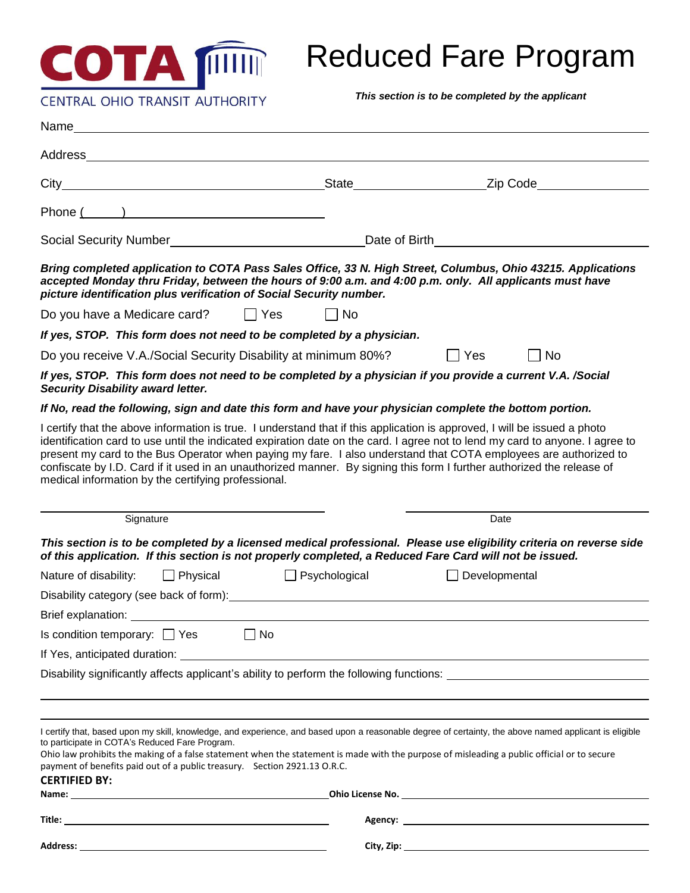COTA

CENTRAL OHIO TRANSIT AUTHORITY

# Reduced Fare Program

***This section is to be completed by the applicant***

Name ______________________________________________

Address ______________________________________________

City ______________________ State ______________ Zip Code ______________

Phone (\_\_\_\_\_) ______________________

Social Security Number ______________________ Date of Birth ______________________

***Bring completed application to COTA Pass Sales Office, 33 N. High Street, Columbus, Ohio 43215. Applications accepted Monday thru Friday, between the hours of 9:00 a.m. and 4:00 p.m. only. All applicants must have picture identification plus verification of Social Security number.***

Do you have a Medicare card? ☐ Yes ☐ No

***If yes, STOP. This form does not need to be completed by a physician.***

Do you receive V.A./Social Security Disability at minimum 80%? ☐ Yes ☐ No

***If yes, STOP. This form does not need to be completed by a physician if you provide a current V.A. /Social Security Disability award letter.***

***If No, read the following, sign and date this form and have your physician complete the bottom portion.***

I certify that the above information is true. I understand that if this application is approved, I will be issued a photo identification card to use until the indicated expiration date on the card. I agree not to lend my card to anyone. I agree to present my card to the Bus Operator when paying my fare. I also understand that COTA employees are authorized to confiscate by I.D. Card if it used in an unauthorized manner. By signing this form I further authorized the release of medical information by the certifying professional.

______________________ Signature ______________________ Date

***This section is to be completed by a licensed medical professional. Please use eligibility criteria on reverse side of this application. If this section is not properly completed, a Reduced Fare Card will not be issued.***

Nature of disability: ☐ Physical ☐ Psychological ☐ Developmental

Disability category (see back of form): ______________________

Brief explanation: ______________________

Is condition temporary: ☐ Yes ☐ No

If Yes, anticipated duration: ______________________

Disability significantly affects applicant's ability to perform the following functions: ______________________

I certify that, based upon my skill, knowledge, and experience, and based upon a reasonable degree of certainty, the above named applicant is eligible to participate in COTA's Reduced Fare Program.
Ohio law prohibits the making of a false statement when the statement is made with the purpose of misleading a public official or to secure payment of benefits paid out of a public treasury. Section 2921.13 O.R.C.

**CERTIFIED BY:**

**Name:** ______________________ **Ohio License No.** ______________________

**Title:** ______________________ **Agency:** ______________________

**Address:** ______________________ **City, Zip:** ______________________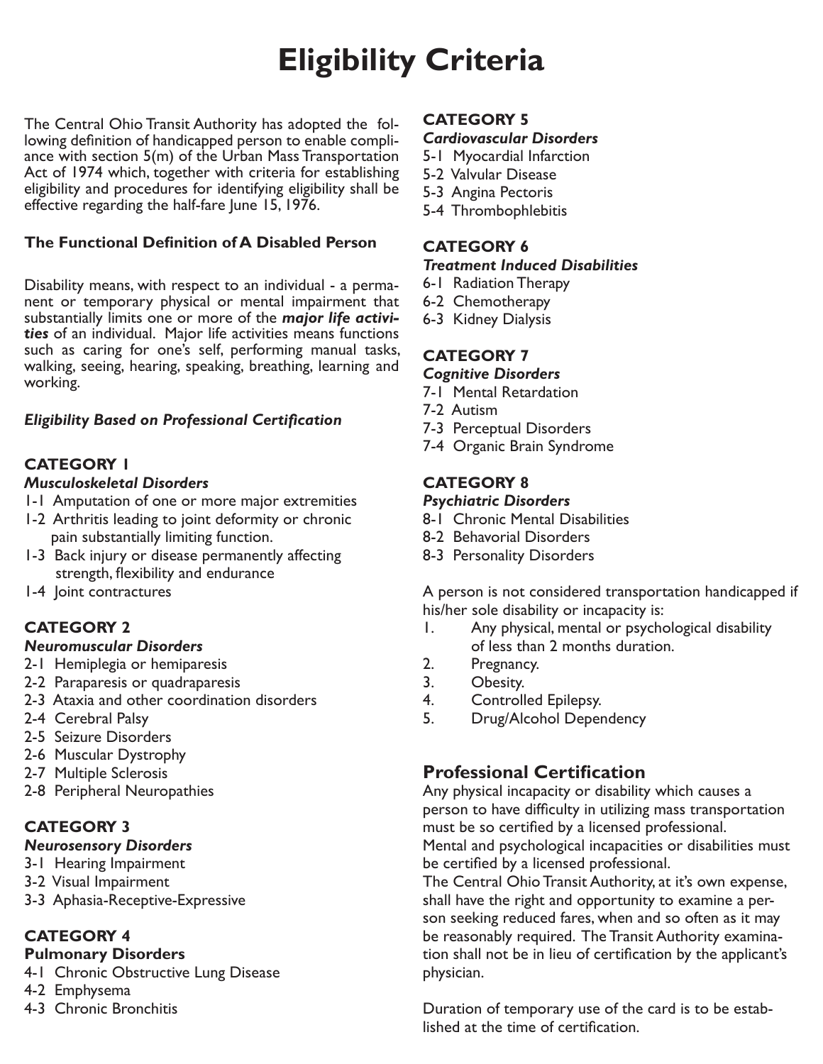# Eligibility Criteria

The Central Ohio Transit Authority has adopted the following definition of handicapped person to enable compliance with section 5(m) of the Urban Mass Transportation Act of 1974 which, together with criteria for establishing eligibility and procedures for identifying eligibility shall be effective regarding the half-fare June 15, 1976.

**The Functional Definition of A Disabled Person**

Disability means, with respect to an individual - a permanent or temporary physical or mental impairment that substantially limits one or more of the ***major life activities*** of an individual. Major life activities means functions such as caring for one's self, performing manual tasks, walking, seeing, hearing, speaking, breathing, learning and working.

***Eligibility Based on Professional Certification***

**CATEGORY 1**
***Musculoskeletal Disorders***

- 1-1 Amputation of one or more major extremities
- 1-2 Arthritis leading to joint deformity or chronic pain substantially limiting function.
- 1-3 Back injury or disease permanently affecting strength, flexibility and endurance
- 1-4 Joint contractures

**CATEGORY 2**
***Neuromuscular Disorders***

- 2-1 Hemiplegia or hemiparesis
- 2-2 Paraparesis or quadraparesis
- 2-3 Ataxia and other coordination disorders
- 2-4 Cerebral Palsy
- 2-5 Seizure Disorders
- 2-6 Muscular Dystrophy
- 2-7 Multiple Sclerosis
- 2-8 Peripheral Neuropathies

**CATEGORY 3**
***Neurosensory Disorders***

- 3-1 Hearing Impairment
- 3-2 Visual Impairment
- 3-3 Aphasia-Receptive-Expressive

**CATEGORY 4**
**Pulmonary Disorders**

- 4-1 Chronic Obstructive Lung Disease
- 4-2 Emphysema
- 4-3 Chronic Bronchitis

**CATEGORY 5**
***Cardiovascular Disorders***

- 5-1 Myocardial Infarction
- 5-2 Valvular Disease
- 5-3 Angina Pectoris
- 5-4 Thrombophlebitis

**CATEGORY 6**
***Treatment Induced Disabilities***

- 6-1 Radiation Therapy
- 6-2 Chemotherapy
- 6-3 Kidney Dialysis

**CATEGORY 7**
***Cognitive Disorders***

- 7-1 Mental Retardation
- 7-2 Autism
- 7-3 Perceptual Disorders
- 7-4 Organic Brain Syndrome

**CATEGORY 8**
***Psychiatric Disorders***

- 8-1 Chronic Mental Disabilities
- 8-2 Behavorial Disorders
- 8-3 Personality Disorders

A person is not considered transportation handicapped if his/her sole disability or incapacity is:

1. Any physical, mental or psychological disability of less than 2 months duration.
2. Pregnancy.
3. Obesity.
4. Controlled Epilepsy.
5. Drug/Alcohol Dependency

## Professional Certification

Any physical incapacity or disability which causes a person to have difficulty in utilizing mass transportation must be so certified by a licensed professional.
Mental and psychological incapacities or disabilities must be certified by a licensed professional.
The Central Ohio Transit Authority, at it's own expense, shall have the right and opportunity to examine a person seeking reduced fares, when and so often as it may be reasonably required. The Transit Authority examination shall not be in lieu of certification by the applicant's physician.

Duration of temporary use of the card is to be established at the time of certification.